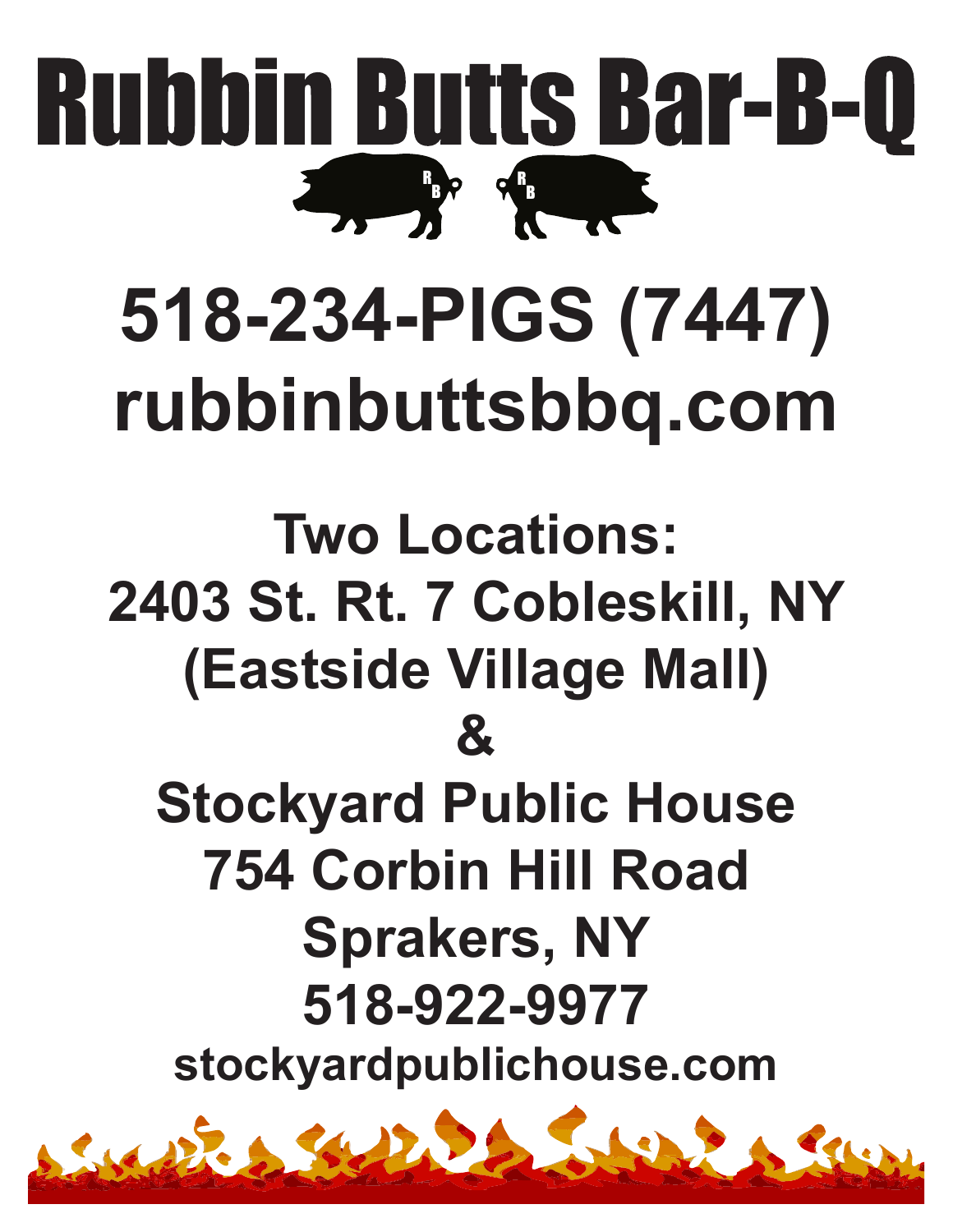# Rubbin Butts Bar-B-Q

## 518-234-PIGS (7447)
## rubbinbuttsbbq.com

### Two Locations:
### 2403 St. Rt. 7 Cobleskill, NY
### (Eastside Village Mall)
### &
### Stockyard Public House
### 754 Corbin Hill Road
### Sprakers, NY
### 518-922-9977

**stockyardpublichouse.com**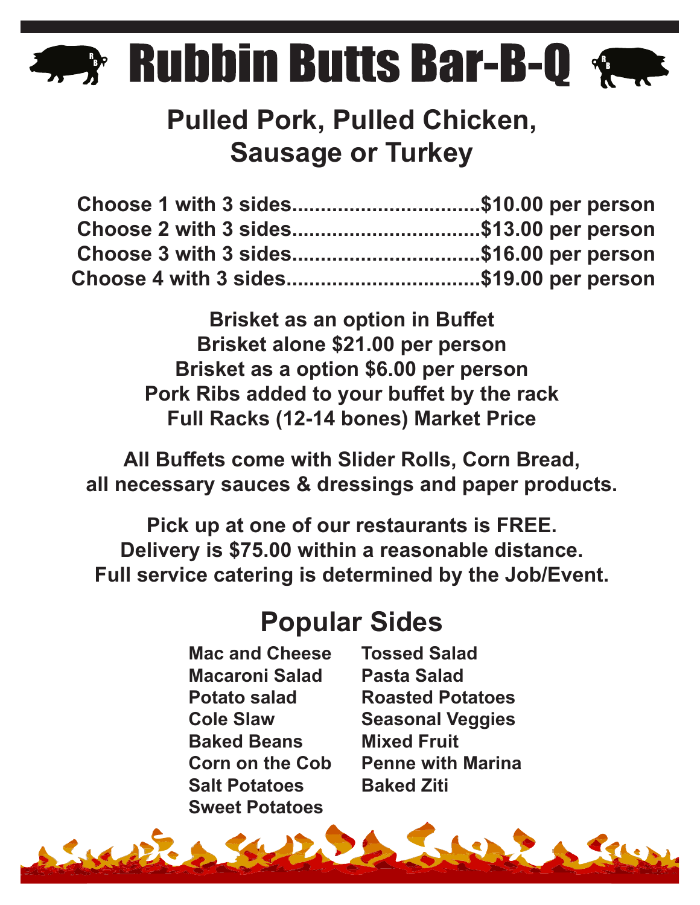# Rubbin Butts Bar-B-Q

## Pulled Pork, Pulled Chicken, Sausage or Turkey

**Choose 1 with 3 sides.................................$10.00 per person**
**Choose 2 with 3 sides.................................$13.00 per person**
**Choose 3 with 3 sides.................................$16.00 per person**
**Choose 4 with 3 sides.................................$19.00 per person**

**Brisket as an option in Buffet**
**Brisket alone $21.00 per person**
**Brisket as a option $6.00 per person**
**Pork Ribs added to your buffet by the rack**
**Full Racks (12-14 bones) Market Price**

**All Buffets come with Slider Rolls, Corn Bread, all necessary sauces & dressings and paper products.**

**Pick up at one of our restaurants is FREE.**
**Delivery is $75.00 within a reasonable distance.**
**Full service catering is determined by the Job/Event.**

## Popular Sides

- Mac and Cheese
- Macaroni Salad
- Potato salad
- Cole Slaw
- Baked Beans
- Corn on the Cob
- Salt Potatoes
- Sweet Potatoes
- Tossed Salad
- Pasta Salad
- Roasted Potatoes
- Seasonal Veggies
- Mixed Fruit
- Penne with Marina
- Baked Ziti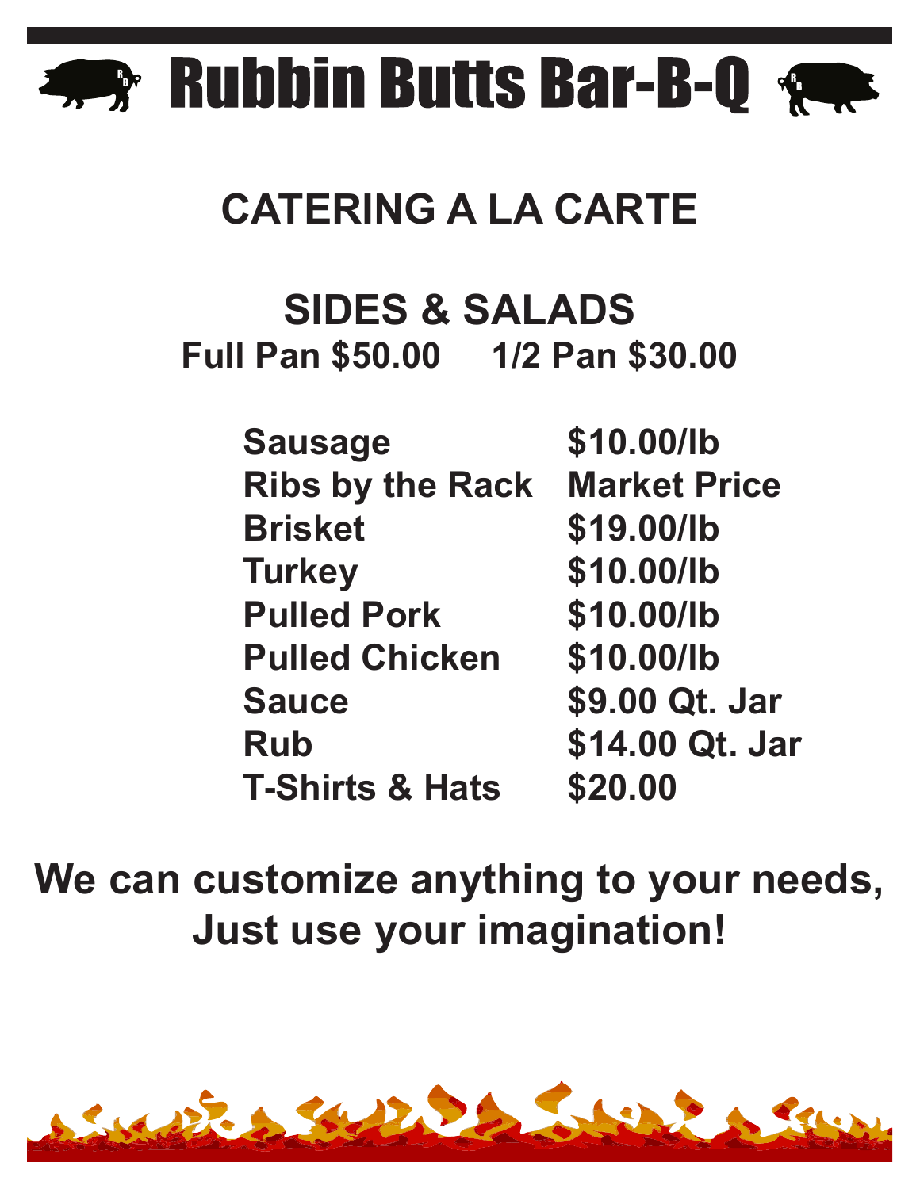# Rubbin Butts Bar-B-Q

## CATERING A LA CARTE

### SIDES & SALADS

**Full Pan $50.00     1/2 Pan $30.00**

| | |
|---|---|
| **Sausage** | **$10.00/lb** |
| **Ribs by the Rack** | **Market Price** |
| **Brisket** | **$19.00/lb** |
| **Turkey** | **$10.00/lb** |
| **Pulled Pork** | **$10.00/lb** |
| **Pulled Chicken** | **$10.00/lb** |
| **Sauce** | **$9.00 Qt. Jar** |
| **Rub** | **$14.00 Qt. Jar** |
| **T-Shirts & Hats** | **$20.00** |

**We can customize anything to your needs, Just use your imagination!**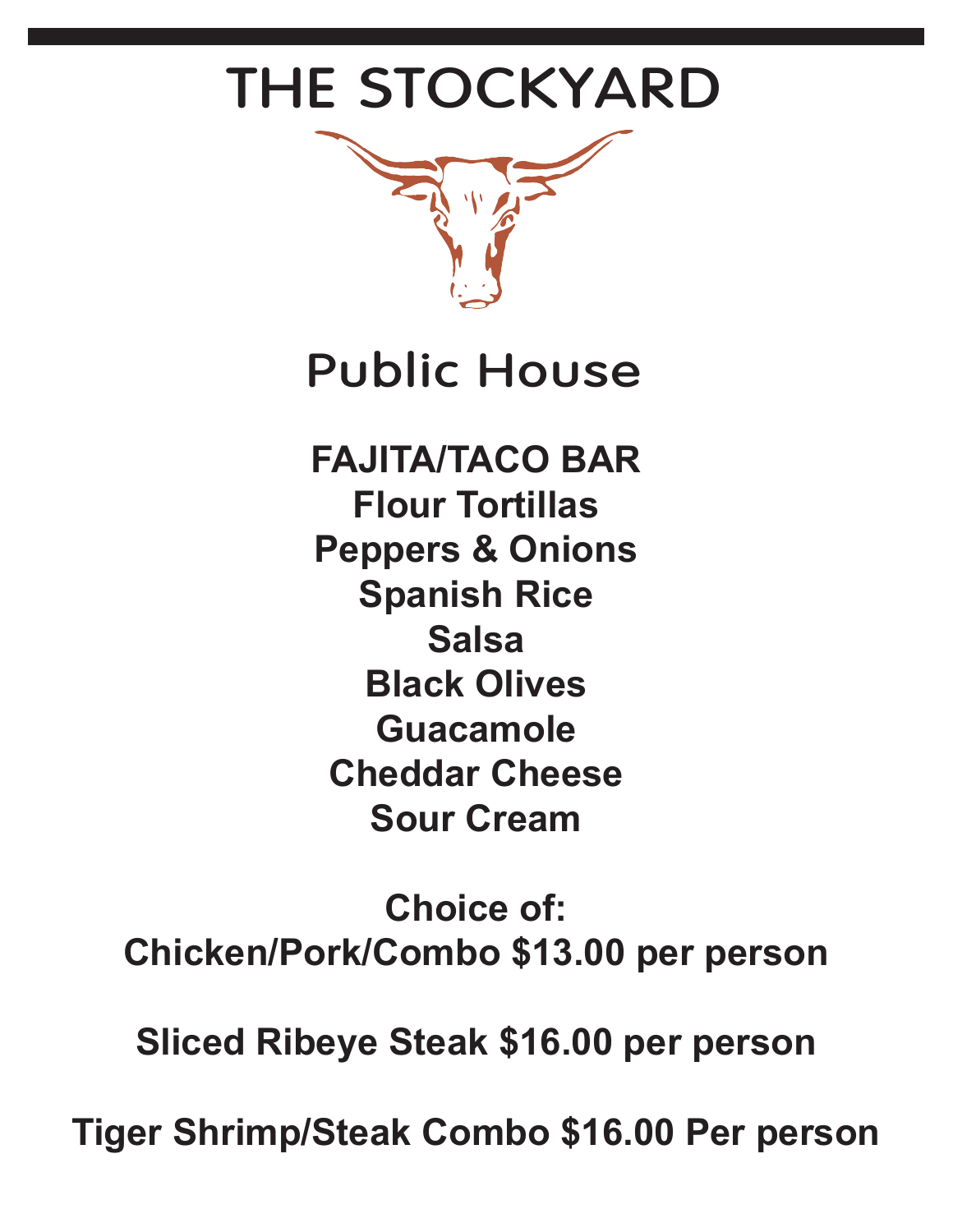# THE STOCKYARD

## Public House

**FAJITA/TACO BAR**

**Flour Tortillas**

**Peppers & Onions**

**Spanish Rice**

**Salsa**

**Black Olives**

**Guacamole**

**Cheddar Cheese**

**Sour Cream**

**Choice of:**

**Chicken/Pork/Combo $13.00 per person**

**Sliced Ribeye Steak $16.00 per person**

**Tiger Shrimp/Steak Combo $16.00 Per person**